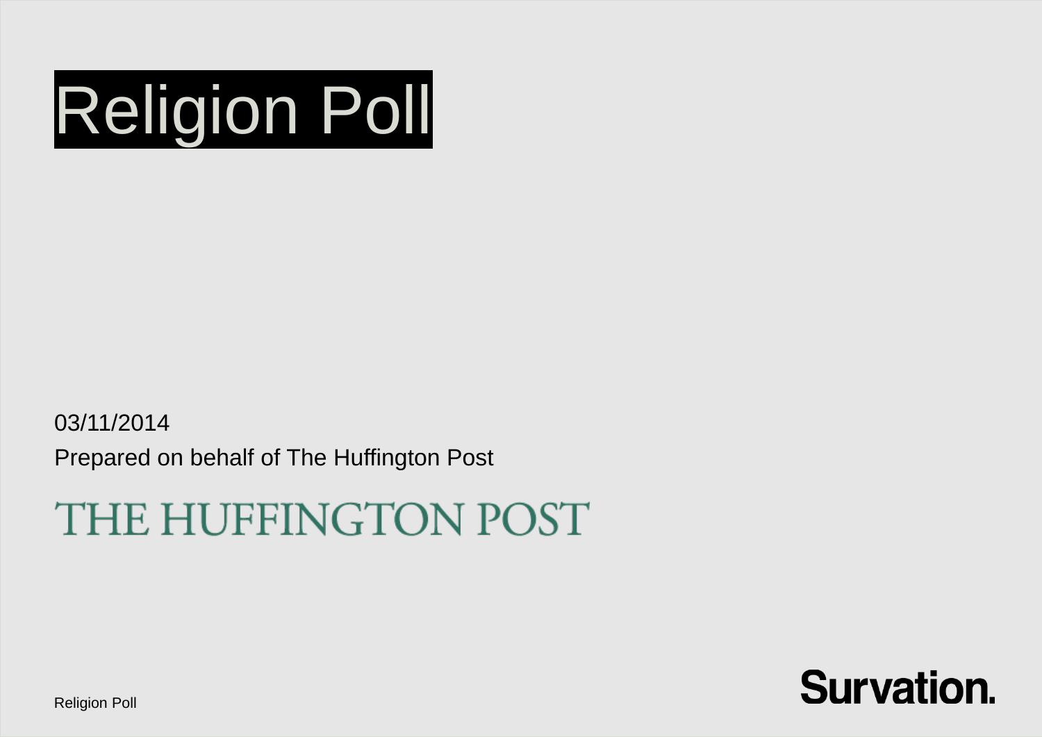# Religion Poll

03/11/2014

Prepared on behalf of The Huffington Post

THE HUFFINGTON POST

Survation.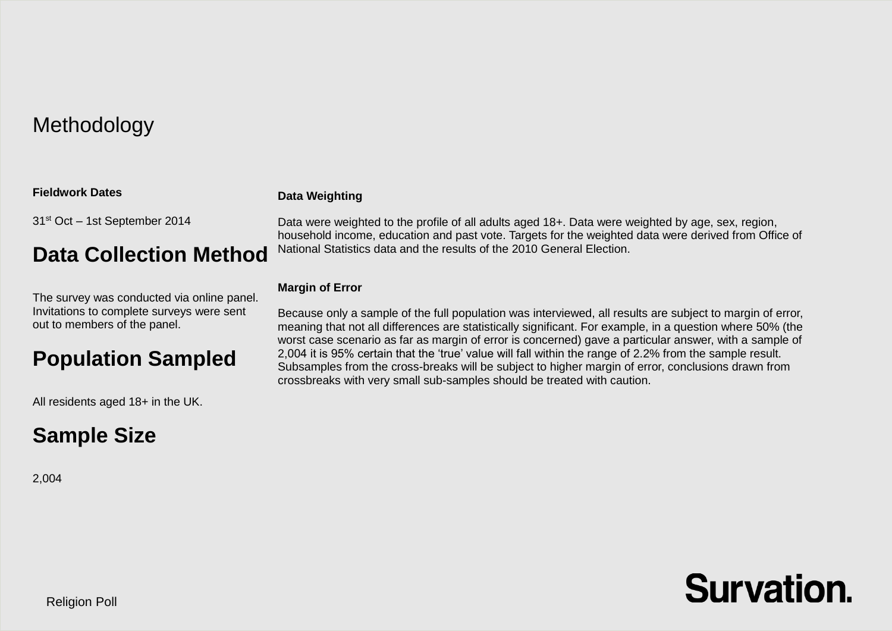# Methodology

**Fieldwork Dates**

31st Oct – 1st September 2014

## Data Collection Method

The survey was conducted via online panel. Invitations to complete surveys were sent out to members of the panel.

## Population Sampled

All residents aged 18+ in the UK.

## Sample Size

2,004

**Data Weighting**

Data were weighted to the profile of all adults aged 18+. Data were weighted by age, sex, region, household income, education and past vote. Targets for the weighted data were derived from Office of National Statistics data and the results of the 2010 General Election.

**Margin of Error**

Because only a sample of the full population was interviewed, all results are subject to margin of error, meaning that not all differences are statistically significant. For example, in a question where 50% (the worst case scenario as far as margin of error is concerned) gave a particular answer, with a sample of 2,004 it is 95% certain that the 'true' value will fall within the range of 2.2% from the sample result. Subsamples from the cross-breaks will be subject to higher margin of error, conclusions drawn from crossbreaks with very small sub-samples should be treated with caution.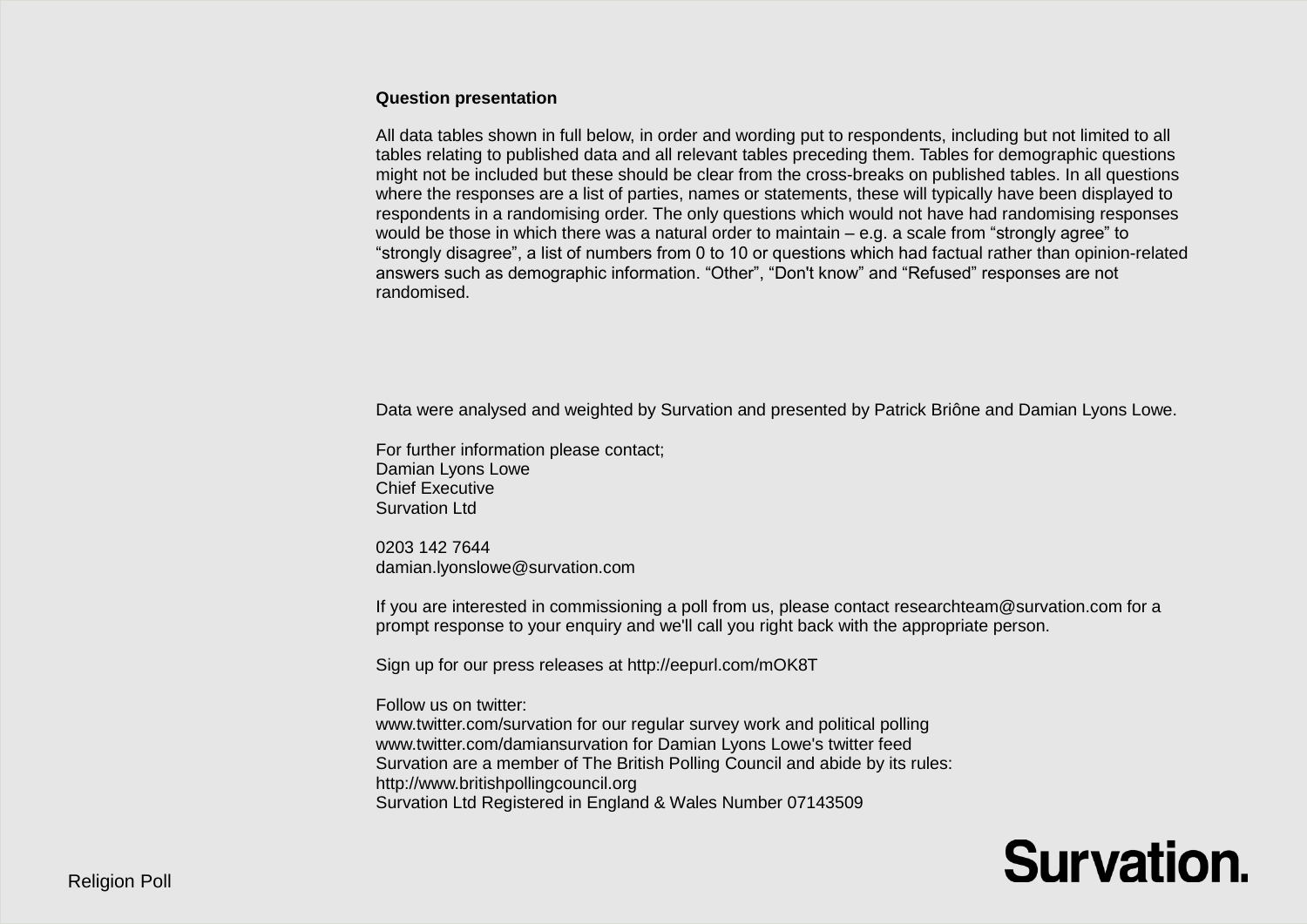**Question presentation**

All data tables shown in full below, in order and wording put to respondents, including but not limited to all tables relating to published data and all relevant tables preceding them. Tables for demographic questions might not be included but these should be clear from the cross-breaks on published tables. In all questions where the responses are a list of parties, names or statements, these will typically have been displayed to respondents in a randomising order. The only questions which would not have had randomising responses would be those in which there was a natural order to maintain – e.g. a scale from "strongly agree" to "strongly disagree", a list of numbers from 0 to 10 or questions which had factual rather than opinion-related answers such as demographic information. "Other", "Don't know" and "Refused" responses are not randomised.

Data were analysed and weighted by Survation and presented by Patrick Briône and Damian Lyons Lowe.

For further information please contact;
Damian Lyons Lowe
Chief Executive
Survation Ltd

0203 142 7644
damian.lyonslowe@survation.com

If you are interested in commissioning a poll from us, please contact researchteam@survation.com for a prompt response to your enquiry and we'll call you right back with the appropriate person.

Sign up for our press releases at http://eepurl.com/mOK8T

Follow us on twitter:
www.twitter.com/survation for our regular survey work and political polling
www.twitter.com/damiansurvation for Damian Lyons Lowe's twitter feed
Survation are a member of The British Polling Council and abide by its rules:
http://www.britishpollingcouncil.org
Survation Ltd Registered in England & Wales Number 07143509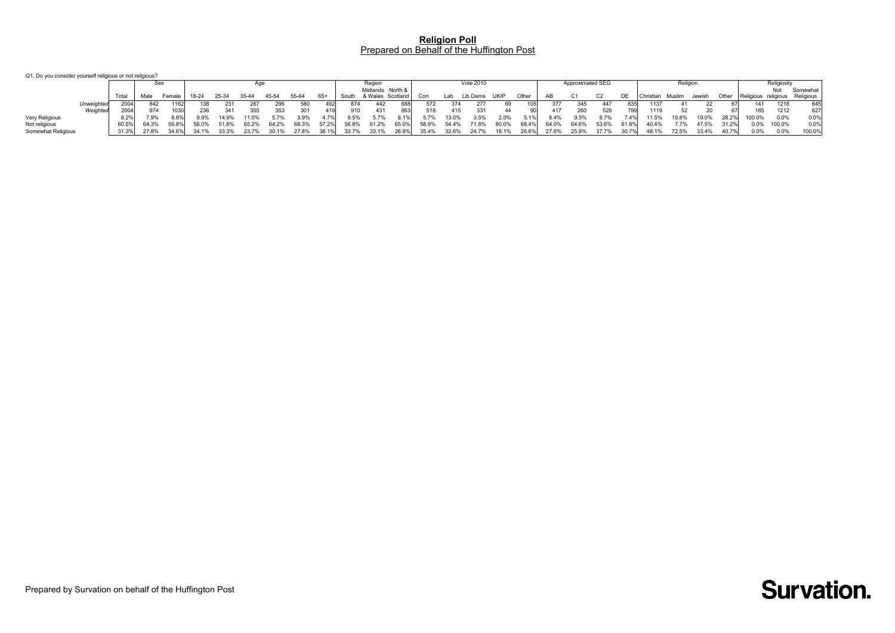# Religion Poll

Prepared on Behalf of the Huffington Post

Q1. Do you consider yourself religious or not religious?

| | Total | Sex | | Age | | | | | | Region | | | Vote 2010 | | | | | Approximated SEG | | | | Religion | | | | Religiosity | | |
|---|---|---|---|---|---|---|---|---|---|---|---|---|---|---|---|---|---|---|---|---|---|---|---|---|---|---|---|---|
| | | Male | Female | 18-24 | 25-34 | 35-44 | 45-54 | 55-64 | 65+ | South | Midlands & Wales | North & Scotland | Con | Lab | Lib Dems | UKIP | Other | AB | C1 | C2 | DE | Christian | Muslim | Jewish | Other | Religious | Not religious | Somewhat Religious |
| *Unweighted* | 2004 | 842 | 1162 | 138 | 231 | 267 | 296 | 580 | 492 | 874 | 442 | 688 | 572 | 374 | 277 | 69 | 105 | 377 | 345 | 447 | 835 | 1137 | 41 | 22 | 67 | 141 | 1218 | 645 |
| *Weighted* | 2004 | 974 | 1030 | 236 | 341 | 355 | 353 | 301 | 419 | 910 | 431 | 663 | 518 | 415 | 331 | 44 | 90 | 417 | 260 | 528 | 799 | 1119 | 52 | 20 | 67 | 165 | 1212 | 627 |
| Very Religious | 8.2% | 7.9% | 8.6% | 9.9% | 14.9% | 11.0% | 5.7% | 3.9% | 4.7% | 9.5% | 5.7% | 8.1% | 5.7% | 13.0% | 3.5% | 2.0% | 5.1% | 8.4% | 9.5% | 8.7% | 7.4% | 11.5% | 19.8% | 19.0% | 28.2% | 100.0% | 0.0% | 0.0% |
| Not religious | 60.5% | 64.3% | 56.8% | 56.0% | 51.8% | 65.2% | 64.2% | 68.3% | 57.2% | 56.8% | 61.2% | 65.0% | 58.9% | 54.4% | 71.8% | 80.0% | 68.4% | 64.0% | 64.6% | 53.6% | 61.8% | 40.4% | 7.7% | 47.5% | 31.2% | 0.0% | 100.0% | 0.0% |
| Somewhat Religious | 31.3% | 27.8% | 34.6% | 34.1% | 33.3% | 23.7% | 30.1% | 27.8% | 38.1% | 33.7% | 33.1% | 26.9% | 35.4% | 32.6% | 24.7% | 18.1% | 26.6% | 27.6% | 25.9% | 37.7% | 30.7% | 48.1% | 72.5% | 33.4% | 40.7% | 0.0% | 0.0% | 100.0% |

Prepared by Survation on behalf of the Huffington Post

Survation.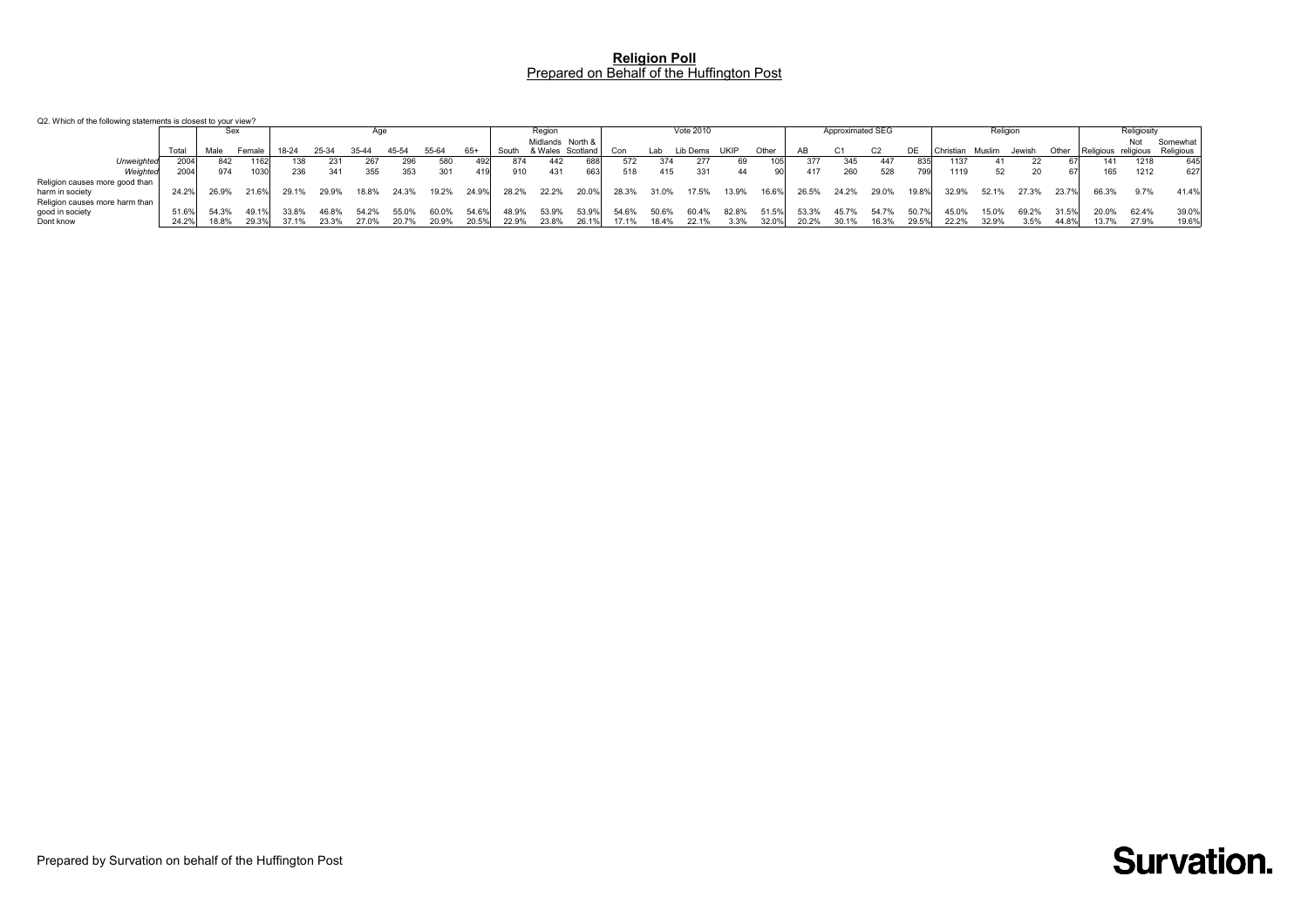# Religion Poll
## Prepared on Behalf of the Huffington Post

Q2. Which of the following statements is closest to your view?

| | Total | Sex | | Age | | | | | | Region | | | Vote 2010 | | | | | Approximated SEG | | | | Religion | | | | Religiosity | | |
|---|---|---|---|---|---|---|---|---|---|---|---|---|---|---|---|---|---|---|---|---|---|---|---|---|---|---|---|---|
| | | Male | Female | 18-24 | 25-34 | 35-44 | 45-54 | 55-64 | 65+ | South | Midlands & Wales | North & Scotland | Con | Lab | Lib Dems | UKIP | Other | AB | C1 | C2 | DE | Christian | Muslim | Jewish | Other | Religious | Not religious | Somewhat Religious |
| *Unweighted* | 2004 | 842 | 1162 | 138 | 231 | 267 | 296 | 580 | 492 | 874 | 442 | 688 | 572 | 374 | 277 | 69 | 105 | 377 | 345 | 447 | 835 | 1137 | 41 | 22 | 67 | 141 | 1218 | 645 |
| *Weighted* | 2004 | 974 | 1030 | 236 | 341 | 355 | 353 | 301 | 419 | 910 | 431 | 663 | 518 | 415 | 331 | 44 | 90 | 417 | 260 | 528 | 799 | 1119 | 52 | 20 | 67 | 165 | 1212 | 627 |
| Religion causes more good than harm in society | 24.2% | 26.9% | 21.6% | 29.1% | 29.9% | 18.8% | 24.3% | 19.2% | 24.9% | 28.2% | 22.2% | 20.0% | 28.3% | 31.0% | 17.5% | 13.9% | 16.6% | 26.5% | 24.2% | 29.0% | 19.8% | 32.9% | 52.1% | 27.3% | 23.7% | 66.3% | 9.7% | 41.4% |
| Religion causes more harm than good in society | 51.6% | 54.3% | 49.1% | 33.8% | 46.8% | 54.2% | 55.0% | 60.0% | 54.6% | 48.9% | 53.9% | 53.9% | 54.6% | 50.6% | 60.4% | 82.8% | 51.5% | 53.3% | 45.7% | 54.7% | 50.7% | 45.0% | 15.0% | 69.2% | 31.5% | 20.0% | 62.4% | 39.0% |
| Dont know | 24.2% | 18.8% | 29.3% | 37.1% | 23.3% | 27.0% | 20.7% | 20.9% | 20.5% | 22.9% | 23.8% | 26.1% | 17.1% | 18.4% | 22.1% | 3.3% | 32.0% | 20.2% | 30.1% | 16.3% | 29.5% | 22.2% | 32.9% | 3.5% | 44.8% | 13.7% | 27.9% | 19.6% |

Prepared by Survation on behalf of the Huffington Post

**Survation.**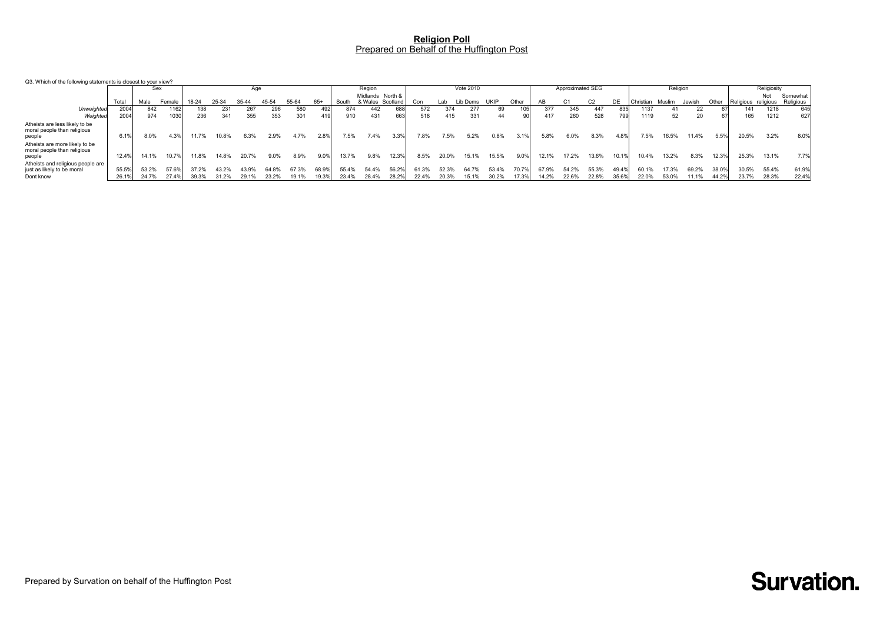# Religion Poll
## Prepared on Behalf of the Huffington Post

Q3. Which of the following statements is closest to your view?

| | | Sex | | Age | | | | | | Region | | | Vote 2010 | | | | | Approximated SEG | | | | Religion | | | | Religiosity | | |
|---|---|---|---|---|---|---|---|---|---|---|---|---|---|---|---|---|---|---|---|---|---|---|---|---|---|---|---|---|
| | Total | Male | Female | 18-24 | 25-34 | 35-44 | 45-54 | 55-64 | 65+ | South | Midlands & Wales | North & Scotland | Con | Lab | Lib Dems | UKIP | Other | AB | C1 | C2 | DE | Christian | Muslim | Jewish | Other | Religious | Not religious | Somewhat Religious |
| *Unweighted* | 2004 | 842 | 1162 | 138 | 231 | 267 | 296 | 580 | 492 | 874 | 442 | 688 | 572 | 374 | 277 | 69 | 105 | 377 | 345 | 447 | 835 | 1137 | 41 | 22 | 67 | 141 | 1218 | 645 |
| *Weighted* | 2004 | 974 | 1030 | 236 | 341 | 355 | 353 | 301 | 419 | 910 | 431 | 663 | 518 | 415 | 331 | 44 | 90 | 417 | 260 | 528 | 799 | 1119 | 52 | 20 | 67 | 165 | 1212 | 627 |
| Atheists are less likely to be moral people than religious people | 6.1% | 8.0% | 4.3% | 11.7% | 10.8% | 6.3% | 2.9% | 4.7% | 2.8% | 7.5% | 7.4% | 3.3% | 7.8% | 7.5% | 5.2% | 0.8% | 3.1% | 5.8% | 6.0% | 8.3% | 4.8% | 7.5% | 16.5% | 11.4% | 5.5% | 20.5% | 3.2% | 8.0% |
| Atheists are more likely to be moral people than religious people | 12.4% | 14.1% | 10.7% | 11.8% | 14.8% | 20.7% | 9.0% | 8.9% | 9.0% | 13.7% | 9.8% | 12.3% | 8.5% | 20.0% | 15.1% | 15.5% | 9.0% | 12.1% | 17.2% | 13.6% | 10.1% | 10.4% | 13.2% | 8.3% | 12.3% | 25.3% | 13.1% | 7.7% |
| Atheists and religious people are just as likely to be moral | 55.5% | 53.2% | 57.6% | 37.2% | 43.2% | 43.9% | 64.8% | 67.3% | 68.9% | 55.4% | 54.4% | 56.2% | 61.3% | 52.3% | 64.7% | 53.4% | 70.7% | 67.9% | 54.2% | 55.3% | 49.4% | 60.1% | 17.3% | 69.2% | 38.0% | 30.5% | 55.4% | 61.9% |
| Dont know | 26.1% | 24.7% | 27.4% | 39.3% | 31.2% | 29.1% | 23.2% | 19.1% | 19.3% | 23.4% | 28.4% | 28.2% | 22.4% | 20.3% | 15.1% | 30.2% | 17.3% | 14.2% | 22.6% | 22.8% | 35.6% | 22.0% | 53.0% | 11.1% | 44.2% | 23.7% | 28.3% | 22.4% |

Prepared by Survation on behalf of the Huffington Post

**Survation.**